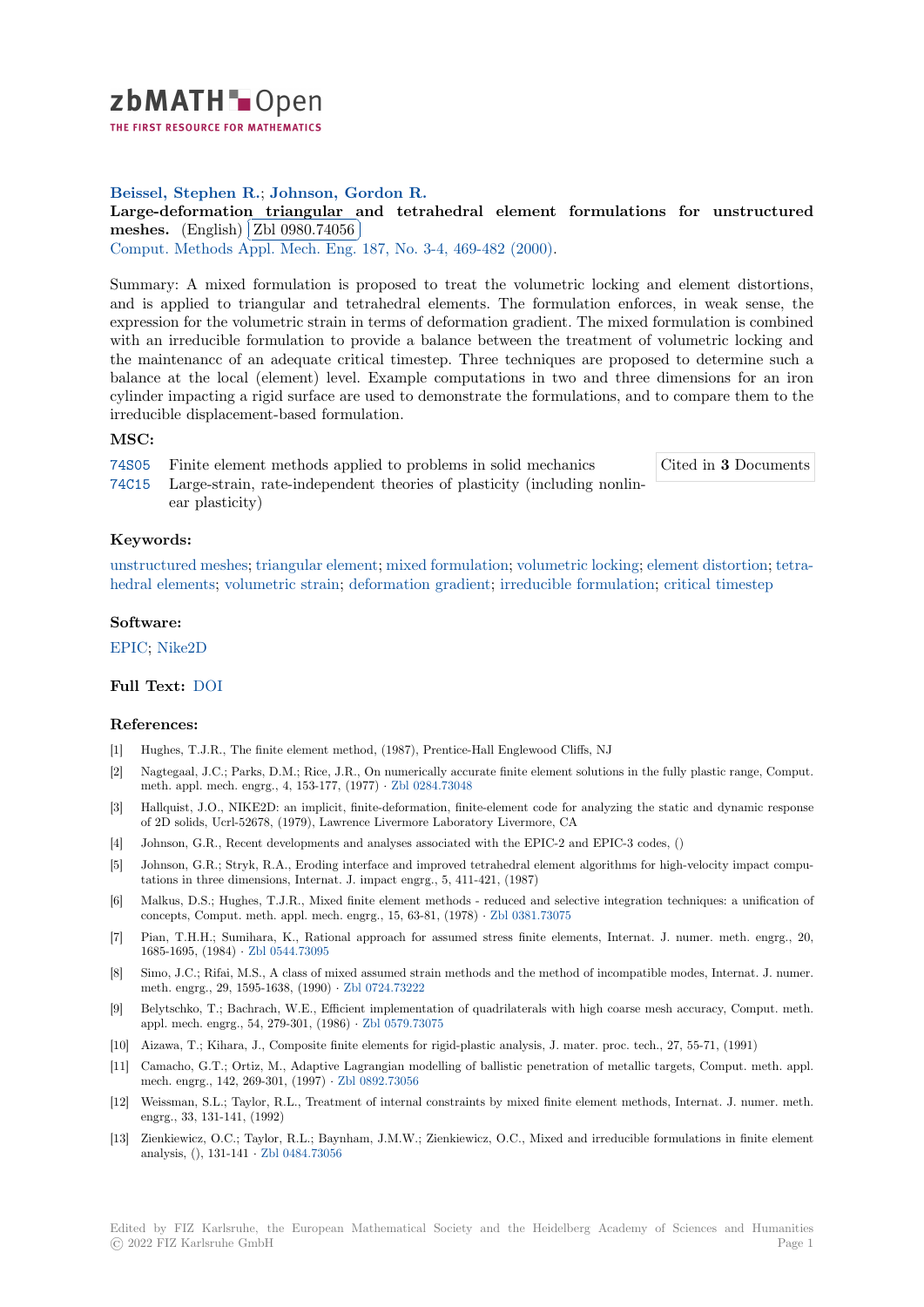zbMATH Open

THE FIRST RESOURCE FOR MATHEMATICS

**Beissel, Stephen R.**; **Johnson, Gordon R.**

**Large-deformation triangular and tetrahedral element formulations for unstructured meshes.** (English) Zbl 0980.74056

Comput. Methods Appl. Mech. Eng. 187, No. 3-4, 469-482 (2000).

Summary: A mixed formulation is proposed to treat the volumetric locking and element distortions, and is applied to triangular and tetrahedral elements. The formulation enforces, in weak sense, the expression for the volumetric strain in terms of deformation gradient. The mixed formulation is combined with an irreducible formulation to provide a balance between the treatment of volumetric locking and the maintenancc of an adequate critical timestep. Three techniques are proposed to determine such a balance at the local (element) level. Example computations in two and three dimensions for an iron cylinder impacting a rigid surface are used to demonstrate the formulations, and to compare them to the irreducible displacement-based formulation.

## MSC:

74S05 Finite element methods applied to problems in solid mechanics

74C15 Large-strain, rate-independent theories of plasticity (including nonlinear plasticity)

Cited in **3** Documents

## Keywords:

unstructured meshes; triangular element; mixed formulation; volumetric locking; element distortion; tetrahedral elements; volumetric strain; deformation gradient; irreducible formulation; critical timestep

## Software:

EPIC; Nike2D

## Full Text: DOI

## References:

[1] Hughes, T.J.R., The finite element method, (1987), Prentice-Hall Englewood Cliffs, NJ

[2] Nagtegaal, J.C.; Parks, D.M.; Rice, J.R., On numerically accurate finite element solutions in the fully plastic range, Comput. meth. appl. mech. engrg., 4, 153-177, (1977) · Zbl 0284.73048

[3] Hallquist, J.O., NIKE2D: an implicit, finite-deformation, finite-element code for analyzing the static and dynamic response of 2D solids, Ucrl-52678, (1979), Lawrence Livermore Laboratory Livermore, CA

[4] Johnson, G.R., Recent developments and analyses associated with the EPIC-2 and EPIC-3 codes, ()

[5] Johnson, G.R.; Stryk, R.A., Eroding interface and improved tetrahedral element algorithms for high-velocity impact computations in three dimensions, Internat. J. impact engrg., 5, 411-421, (1987)

[6] Malkus, D.S.; Hughes, T.J.R., Mixed finite element methods - reduced and selective integration techniques: a unification of concepts, Comput. meth. appl. mech. engrg., 15, 63-81, (1978) · Zbl 0381.73075

[7] Pian, T.H.H.; Sumihara, K., Rational approach for assumed stress finite elements, Internat. J. numer. meth. engrg., 20, 1685-1695, (1984) · Zbl 0544.73095

[8] Simo, J.C.; Rifai, M.S., A class of mixed assumed strain methods and the method of incompatible modes, Internat. J. numer. meth. engrg., 29, 1595-1638, (1990) · Zbl 0724.73222

[9] Belytschko, T.; Bachrach, W.E., Efficient implementation of quadrilaterals with high coarse mesh accuracy, Comput. meth. appl. mech. engrg., 54, 279-301, (1986) · Zbl 0579.73075

[10] Aizawa, T.; Kihara, J., Composite finite elements for rigid-plastic analysis, J. mater. proc. tech., 27, 55-71, (1991)

[11] Camacho, G.T.; Ortiz, M., Adaptive Lagrangian modelling of ballistic penetration of metallic targets, Comput. meth. appl. mech. engrg., 142, 269-301, (1997) · Zbl 0892.73056

[12] Weissman, S.L.; Taylor, R.L., Treatment of internal constraints by mixed finite element methods, Internat. J. numer. meth. engrg., 33, 131-141, (1992)

[13] Zienkiewicz, O.C.; Taylor, R.L.; Baynham, J.M.W.; Zienkiewicz, O.C., Mixed and irreducible formulations in finite element analysis, (), 131-141 · Zbl 0484.73056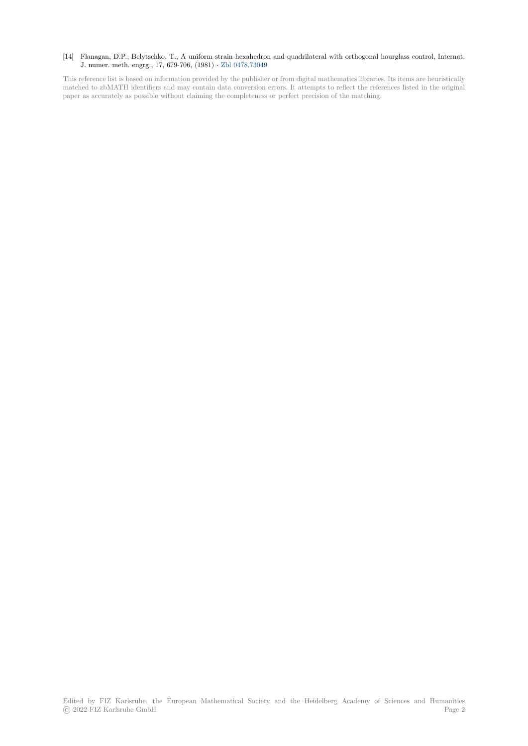[14] Flanagan, D.P.; Belytschko, T., A uniform strain hexahedron and quadrilateral with orthogonal hourglass control, Internat. J. numer. meth. engrg., 17, 679-706, (1981) · Zbl 0478.73049

This reference list is based on information provided by the publisher or from digital mathematics libraries. Its items are heuristically matched to zbMATH identifiers and may contain data conversion errors. It attempts to reflect the references listed in the original paper as accurately as possible without claiming the completeness or perfect precision of the matching.